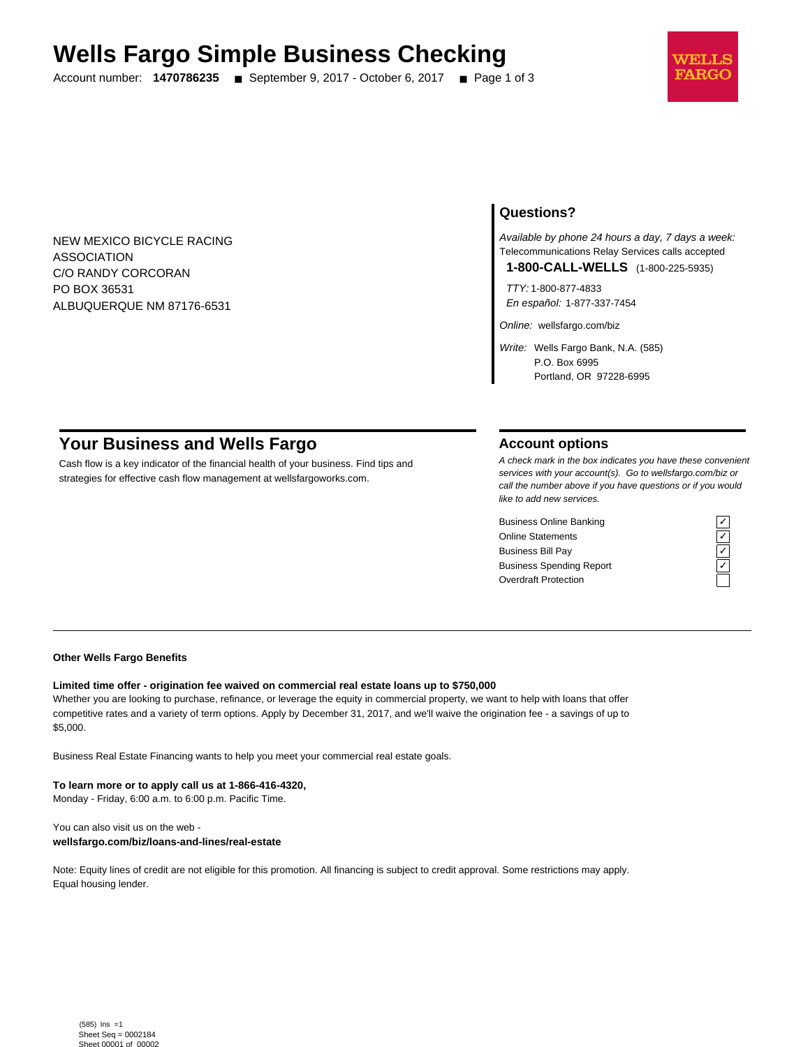# Wells Fargo Simple Business Checking

Account number: **1470786235** ■ September 9, 2017 - October 6, 2017 ■ Page 1 of 3

WELLS FARGO

NEW MEXICO BICYCLE RACING
ASSOCIATION
C/O RANDY CORCORAN
PO BOX 36531
ALBUQUERQUE NM 87176-6531

## Questions?

*Available by phone 24 hours a day, 7 days a week:*
Telecommunications Relay Services calls accepted

**1-800-CALL-WELLS** (1-800-225-5935)

*TTY:* 1-800-877-4833
*En español:* 1-877-337-7454

*Online:* wellsfargo.com/biz

*Write:* Wells Fargo Bank, N.A. (585)
P.O. Box 6995
Portland, OR 97228-6995

## Your Business and Wells Fargo

Cash flow is a key indicator of the financial health of your business. Find tips and strategies for effective cash flow management at wellsfargoworks.com.

## Account options

*A check mark in the box indicates you have these convenient services with your account(s). Go to wellsfargo.com/biz or call the number above if you have questions or if you would like to add new services.*

| Service | |
|---|---|
| Business Online Banking | ✓ |
| Online Statements | ✓ |
| Business Bill Pay | ✓ |
| Business Spending Report | ✓ |
| Overdraft Protection | |

**Other Wells Fargo Benefits**

**Limited time offer - origination fee waived on commercial real estate loans up to $750,000**
Whether you are looking to purchase, refinance, or leverage the equity in commercial property, we want to help with loans that offer competitive rates and a variety of term options. Apply by December 31, 2017, and we'll waive the origination fee - a savings of up to $5,000.

Business Real Estate Financing wants to help you meet your commercial real estate goals.

**To learn more or to apply call us at 1-866-416-4320,**
Monday - Friday, 6:00 a.m. to 6:00 p.m. Pacific Time.

You can also visit us on the web -
**wellsfargo.com/biz/loans-and-lines/real-estate**

Note: Equity lines of credit are not eligible for this promotion. All financing is subject to credit approval. Some restrictions may apply. Equal housing lender.

(585) Ins =1
Sheet Seq = 0002184
Sheet 00001 of 00002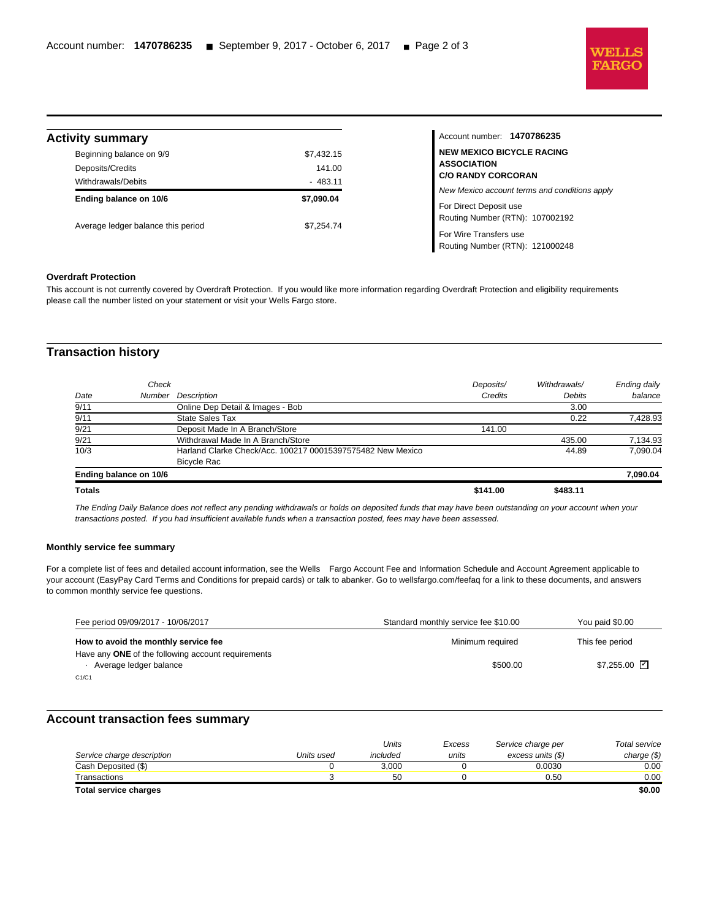## Activity summary

| | |
|---|---|
| Beginning balance on 9/9 | $7,432.15 |
| Deposits/Credits | 141.00 |
| Withdrawals/Debits | - 483.11 |
| **Ending balance on 10/6** | **$7,090.04** |
| Average ledger balance this period | $7,254.74 |

Account number: **1470786235**

**NEW MEXICO BICYCLE RACING ASSOCIATION**
**C/O RANDY CORCORAN**

*New Mexico account terms and conditions apply*

For Direct Deposit use
Routing Number (RTN): 107002192

For Wire Transfers use
Routing Number (RTN): 121000248

**Overdraft Protection**

This account is not currently covered by Overdraft Protection. If you would like more information regarding Overdraft Protection and eligibility requirements please call the number listed on your statement or visit your Wells Fargo store.

## Transaction history

| *Date* | *Check Number* | *Description* | *Deposits/ Credits* | *Withdrawals/ Debits* | *Ending daily balance* |
|---|---|---|---|---|---|
| 9/11 | | Online Dep Detail & Images - Bob | | 3.00 | |
| 9/11 | | State Sales Tax | | 0.22 | 7,428.93 |
| 9/21 | | Deposit Made In A Branch/Store | 141.00 | | |
| 9/21 | | Withdrawal Made In A Branch/Store | | 435.00 | 7,134.93 |
| 10/3 | | Harland Clarke Check/Acc. 100217 00015397575482 New Mexico Bicycle Rac | | 44.89 | 7,090.04 |
| **Ending balance on 10/6** | | | | | **7,090.04** |
| **Totals** | | | **$141.00** | **$483.11** | |

*The Ending Daily Balance does not reflect any pending withdrawals or holds on deposited funds that may have been outstanding on your account when your transactions posted. If you had insufficient available funds when a transaction posted, fees may have been assessed.*

**Monthly service fee summary**

For a complete list of fees and detailed account information, see the Wells Fargo Account Fee and Information Schedule and Account Agreement applicable to your account (EasyPay Card Terms and Conditions for prepaid cards) or talk to abanker. Go to wellsfargo.com/feefaq for a link to these documents, and answers to common monthly service fee questions.

| Fee period 09/09/2017 - 10/06/2017 | Standard monthly service fee $10.00 | You paid $0.00 |
|---|---|---|
| **How to avoid the monthly service fee** | Minimum required | This fee period |
| Have any **ONE** of the following account requirements | | |
| · Average ledger balance | $500.00 | $7,255.00 ☑ |

C1/C1

## Account transaction fees summary

| *Service charge description* | *Units used* | *Units included* | *Excess units* | *Service charge per excess units ($)* | *Total service charge ($)* |
|---|---|---|---|---|---|
| Cash Deposited ($) | 0 | 3,000 | 0 | 0.0030 | 0.00 |
| Transactions | 3 | 50 | 0 | 0.50 | 0.00 |
| **Total service charges** | | | | | **$0.00** |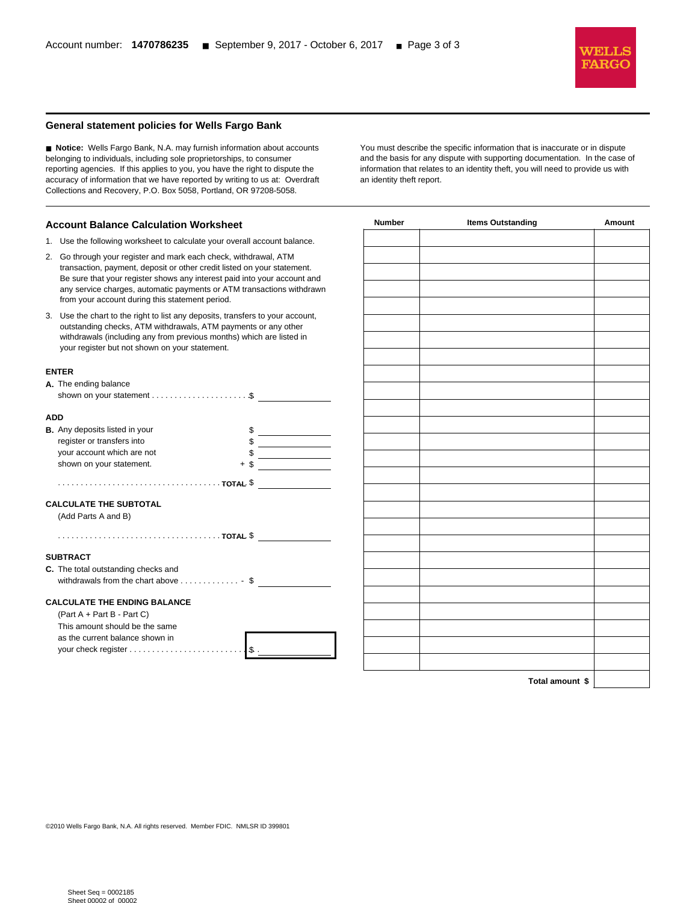## General statement policies for Wells Fargo Bank

**Notice:** Wells Fargo Bank, N.A. may furnish information about accounts belonging to individuals, including sole proprietorships, to consumer reporting agencies. If this applies to you, you have the right to dispute the accuracy of information that we have reported by writing to us at: Overdraft Collections and Recovery, P.O. Box 5058, Portland, OR 97208-5058.

You must describe the specific information that is inaccurate or in dispute and the basis for any dispute with supporting documentation. In the case of information that relates to an identity theft, you will need to provide us with an identity theft report.

### Account Balance Calculation Worksheet

1. Use the following worksheet to calculate your overall account balance.
2. Go through your register and mark each check, withdrawal, ATM transaction, payment, deposit or other credit listed on your statement. Be sure that your register shows any interest paid into your account and any service charges, automatic payments or ATM transactions withdrawn from your account during this statement period.
3. Use the chart to the right to list any deposits, transfers to your account, outstanding checks, ATM withdrawals, ATM payments or any other withdrawals (including any from previous months) which are listed in your register but not shown on your statement.

**ENTER**

**A.** The ending balance shown on your statement . . . . . . . . . . . . . . . . . . . . $ ____________

**ADD**

**B.** Any deposits listed in your register or transfers into your account which are not shown on your statement.

$ ____________
$ ____________
$ ____________
\+ $ ____________

. . . . . . . . . . . . . . . . . . . . . . . . . . . . . . . . . . . **TOTAL** $ ____________

**CALCULATE THE SUBTOTAL**

(Add Parts A and B)

. . . . . . . . . . . . . . . . . . . . . . . . . . . . . . . . . . . **TOTAL** $ ____________

**SUBTRACT**

**C.** The total outstanding checks and withdrawals from the chart above . . . . . . . . . . . . . - $ ____________

**CALCULATE THE ENDING BALANCE**

(Part A + Part B - Part C)

This amount should be the same as the current balance shown in your check register . . . . . . . . . . . . . . . . . . . . . . . . $ ____________

| Number | Items Outstanding | Amount |
|---|---|---|
| | | |
| | | |
| | | |
| | | |
| | | |
| | | |
| | | |
| | | |
| | | |
| | | |
| | | |
| | | |
| | | |
| | | |
| | | |
| | | |
| | | |
| | | |
| | | |
| | | |
| | | |
| | | |
| | | |
| | | |
| | | |
| | **Total amount $** | |

©2010 Wells Fargo Bank, N.A. All rights reserved. Member FDIC. NMLSR ID 399801

Sheet Seq = 0002185
Sheet 00002 of 00002